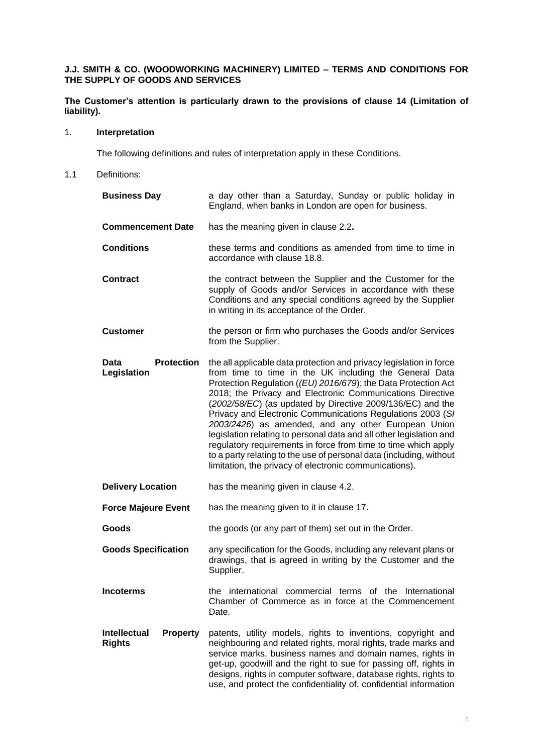**J.J. SMITH & CO. (WOODWORKING MACHINERY) LIMITED – TERMS AND CONDITIONS FOR THE SUPPLY OF GOODS AND SERVICES**

**The Customer's attention is particularly drawn to the provisions of clause 14 (Limitation of liability).**

## 1. Interpretation

The following definitions and rules of interpretation apply in these Conditions.

1.1 Definitions:

**Business Day** a day other than a Saturday, Sunday or public holiday in England, when banks in London are open for business.

**Commencement Date** has the meaning given in clause 2.2**.**

**Conditions** these terms and conditions as amended from time to time in accordance with clause 18.8.

**Contract** the contract between the Supplier and the Customer for the supply of Goods and/or Services in accordance with these Conditions and any special conditions agreed by the Supplier in writing in its acceptance of the Order.

**Customer** the person or firm who purchases the Goods and/or Services from the Supplier.

**Data Protection Legislation** the all applicable data protection and privacy legislation in force from time to time in the UK including the General Data Protection Regulation (*(EU) 2016/679*); the Data Protection Act 2018; the Privacy and Electronic Communications Directive (*2002/58/EC*) (as updated by Directive 2009/136/EC) and the Privacy and Electronic Communications Regulations 2003 (*SI 2003/2426*) as amended, and any other European Union legislation relating to personal data and all other legislation and regulatory requirements in force from time to time which apply to a party relating to the use of personal data (including, without limitation, the privacy of electronic communications).

**Delivery Location** has the meaning given in clause 4.2.

**Force Majeure Event** has the meaning given to it in clause 17.

**Goods** the goods (or any part of them) set out in the Order.

**Goods Specification** any specification for the Goods, including any relevant plans or drawings, that is agreed in writing by the Customer and the Supplier.

**Incoterms** the international commercial terms of the International Chamber of Commerce as in force at the Commencement Date.

**Intellectual Property Rights** patents, utility models, rights to inventions, copyright and neighbouring and related rights, moral rights, trade marks and service marks, business names and domain names, rights in get-up, goodwill and the right to sue for passing off, rights in designs, rights in computer software, database rights, rights to use, and protect the confidentiality of, confidential information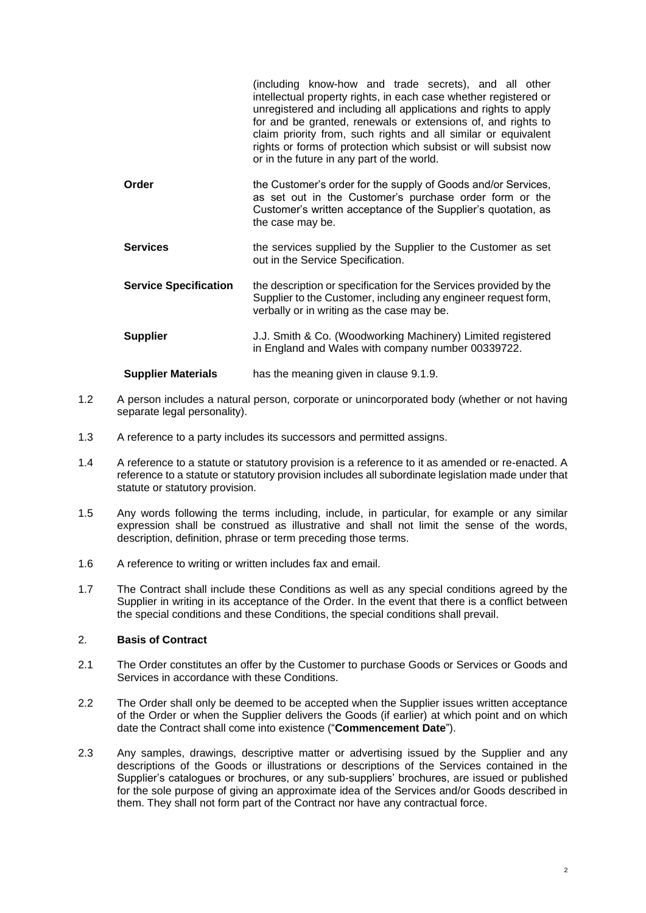| | |
|---|---|
| | (including know-how and trade secrets), and all other intellectual property rights, in each case whether registered or unregistered and including all applications and rights to apply for and be granted, renewals or extensions of, and rights to claim priority from, such rights and all similar or equivalent rights or forms of protection which subsist or will subsist now or in the future in any part of the world. |
| **Order** | the Customer's order for the supply of Goods and/or Services, as set out in the Customer's purchase order form or the Customer's written acceptance of the Supplier's quotation, as the case may be. |
| **Services** | the services supplied by the Supplier to the Customer as set out in the Service Specification. |
| **Service Specification** | the description or specification for the Services provided by the Supplier to the Customer, including any engineer request form, verbally or in writing as the case may be. |
| **Supplier** | J.J. Smith & Co. (Woodworking Machinery) Limited registered in England and Wales with company number 00339722. |
| **Supplier Materials** | has the meaning given in clause 9.1.9. |

1.2 A person includes a natural person, corporate or unincorporated body (whether or not having separate legal personality).

1.3 A reference to a party includes its successors and permitted assigns.

1.4 A reference to a statute or statutory provision is a reference to it as amended or re-enacted. A reference to a statute or statutory provision includes all subordinate legislation made under that statute or statutory provision.

1.5 Any words following the terms including, include, in particular, for example or any similar expression shall be construed as illustrative and shall not limit the sense of the words, description, definition, phrase or term preceding those terms.

1.6 A reference to writing or written includes fax and email.

1.7 The Contract shall include these Conditions as well as any special conditions agreed by the Supplier in writing in its acceptance of the Order. In the event that there is a conflict between the special conditions and these Conditions, the special conditions shall prevail.

## 2. **Basis of Contract**

2.1 The Order constitutes an offer by the Customer to purchase Goods or Services or Goods and Services in accordance with these Conditions.

2.2 The Order shall only be deemed to be accepted when the Supplier issues written acceptance of the Order or when the Supplier delivers the Goods (if earlier) at which point and on which date the Contract shall come into existence ("**Commencement Date**").

2.3 Any samples, drawings, descriptive matter or advertising issued by the Supplier and any descriptions of the Goods or illustrations or descriptions of the Services contained in the Supplier's catalogues or brochures, or any sub-suppliers' brochures, are issued or published for the sole purpose of giving an approximate idea of the Services and/or Goods described in them. They shall not form part of the Contract nor have any contractual force.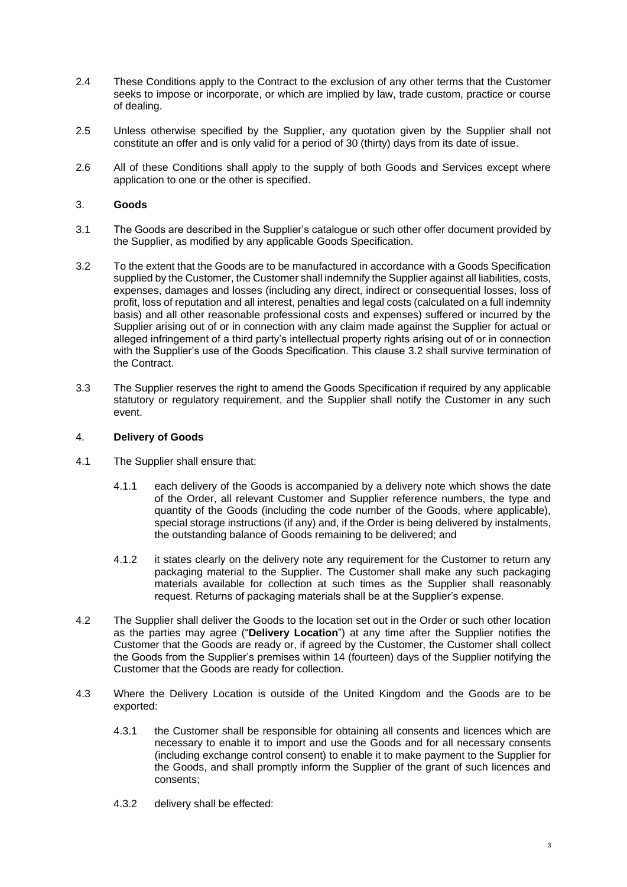2.4 These Conditions apply to the Contract to the exclusion of any other terms that the Customer seeks to impose or incorporate, or which are implied by law, trade custom, practice or course of dealing.

2.5 Unless otherwise specified by the Supplier, any quotation given by the Supplier shall not constitute an offer and is only valid for a period of 30 (thirty) days from its date of issue.

2.6 All of these Conditions shall apply to the supply of both Goods and Services except where application to one or the other is specified.

### 3. **Goods**

3.1 The Goods are described in the Supplier's catalogue or such other offer document provided by the Supplier, as modified by any applicable Goods Specification.

3.2 To the extent that the Goods are to be manufactured in accordance with a Goods Specification supplied by the Customer, the Customer shall indemnify the Supplier against all liabilities, costs, expenses, damages and losses (including any direct, indirect or consequential losses, loss of profit, loss of reputation and all interest, penalties and legal costs (calculated on a full indemnity basis) and all other reasonable professional costs and expenses) suffered or incurred by the Supplier arising out of or in connection with any claim made against the Supplier for actual or alleged infringement of a third party's intellectual property rights arising out of or in connection with the Supplier's use of the Goods Specification. This clause 3.2 shall survive termination of the Contract.

3.3 The Supplier reserves the right to amend the Goods Specification if required by any applicable statutory or regulatory requirement, and the Supplier shall notify the Customer in any such event.

### 4. **Delivery of Goods**

4.1 The Supplier shall ensure that:

4.1.1 each delivery of the Goods is accompanied by a delivery note which shows the date of the Order, all relevant Customer and Supplier reference numbers, the type and quantity of the Goods (including the code number of the Goods, where applicable), special storage instructions (if any) and, if the Order is being delivered by instalments, the outstanding balance of Goods remaining to be delivered; and

4.1.2 it states clearly on the delivery note any requirement for the Customer to return any packaging material to the Supplier. The Customer shall make any such packaging materials available for collection at such times as the Supplier shall reasonably request. Returns of packaging materials shall be at the Supplier's expense.

4.2 The Supplier shall deliver the Goods to the location set out in the Order or such other location as the parties may agree ("**Delivery Location**") at any time after the Supplier notifies the Customer that the Goods are ready or, if agreed by the Customer, the Customer shall collect the Goods from the Supplier's premises within 14 (fourteen) days of the Supplier notifying the Customer that the Goods are ready for collection.

4.3 Where the Delivery Location is outside of the United Kingdom and the Goods are to be exported:

4.3.1 the Customer shall be responsible for obtaining all consents and licences which are necessary to enable it to import and use the Goods and for all necessary consents (including exchange control consent) to enable it to make payment to the Supplier for the Goods, and shall promptly inform the Supplier of the grant of such licences and consents;

4.3.2 delivery shall be effected: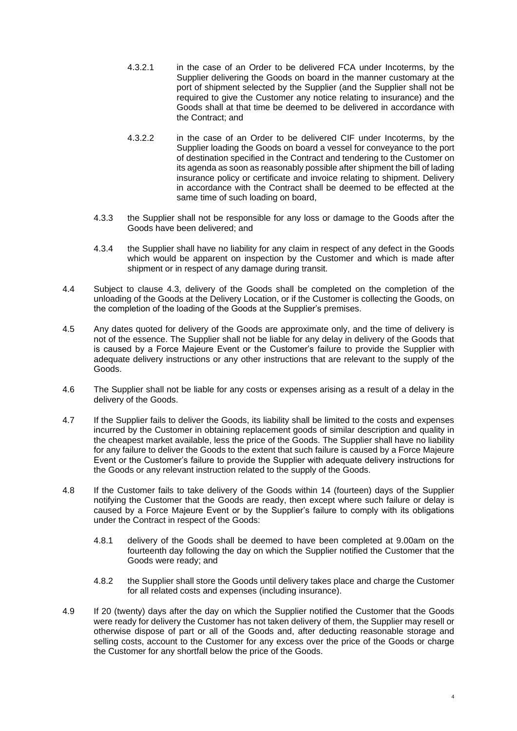4.3.2.1 in the case of an Order to be delivered FCA under Incoterms, by the Supplier delivering the Goods on board in the manner customary at the port of shipment selected by the Supplier (and the Supplier shall not be required to give the Customer any notice relating to insurance) and the Goods shall at that time be deemed to be delivered in accordance with the Contract; and

4.3.2.2 in the case of an Order to be delivered CIF under Incoterms, by the Supplier loading the Goods on board a vessel for conveyance to the port of destination specified in the Contract and tendering to the Customer on its agenda as soon as reasonably possible after shipment the bill of lading insurance policy or certificate and invoice relating to shipment. Delivery in accordance with the Contract shall be deemed to be effected at the same time of such loading on board,

4.3.3 the Supplier shall not be responsible for any loss or damage to the Goods after the Goods have been delivered; and

4.3.4 the Supplier shall have no liability for any claim in respect of any defect in the Goods which would be apparent on inspection by the Customer and which is made after shipment or in respect of any damage during transit.

4.4 Subject to clause 4.3, delivery of the Goods shall be completed on the completion of the unloading of the Goods at the Delivery Location, or if the Customer is collecting the Goods, on the completion of the loading of the Goods at the Supplier's premises.

4.5 Any dates quoted for delivery of the Goods are approximate only, and the time of delivery is not of the essence. The Supplier shall not be liable for any delay in delivery of the Goods that is caused by a Force Majeure Event or the Customer's failure to provide the Supplier with adequate delivery instructions or any other instructions that are relevant to the supply of the Goods.

4.6 The Supplier shall not be liable for any costs or expenses arising as a result of a delay in the delivery of the Goods.

4.7 If the Supplier fails to deliver the Goods, its liability shall be limited to the costs and expenses incurred by the Customer in obtaining replacement goods of similar description and quality in the cheapest market available, less the price of the Goods. The Supplier shall have no liability for any failure to deliver the Goods to the extent that such failure is caused by a Force Majeure Event or the Customer's failure to provide the Supplier with adequate delivery instructions for the Goods or any relevant instruction related to the supply of the Goods.

4.8 If the Customer fails to take delivery of the Goods within 14 (fourteen) days of the Supplier notifying the Customer that the Goods are ready, then except where such failure or delay is caused by a Force Majeure Event or by the Supplier's failure to comply with its obligations under the Contract in respect of the Goods:

4.8.1 delivery of the Goods shall be deemed to have been completed at 9.00am on the fourteenth day following the day on which the Supplier notified the Customer that the Goods were ready; and

4.8.2 the Supplier shall store the Goods until delivery takes place and charge the Customer for all related costs and expenses (including insurance).

4.9 If 20 (twenty) days after the day on which the Supplier notified the Customer that the Goods were ready for delivery the Customer has not taken delivery of them, the Supplier may resell or otherwise dispose of part or all of the Goods and, after deducting reasonable storage and selling costs, account to the Customer for any excess over the price of the Goods or charge the Customer for any shortfall below the price of the Goods.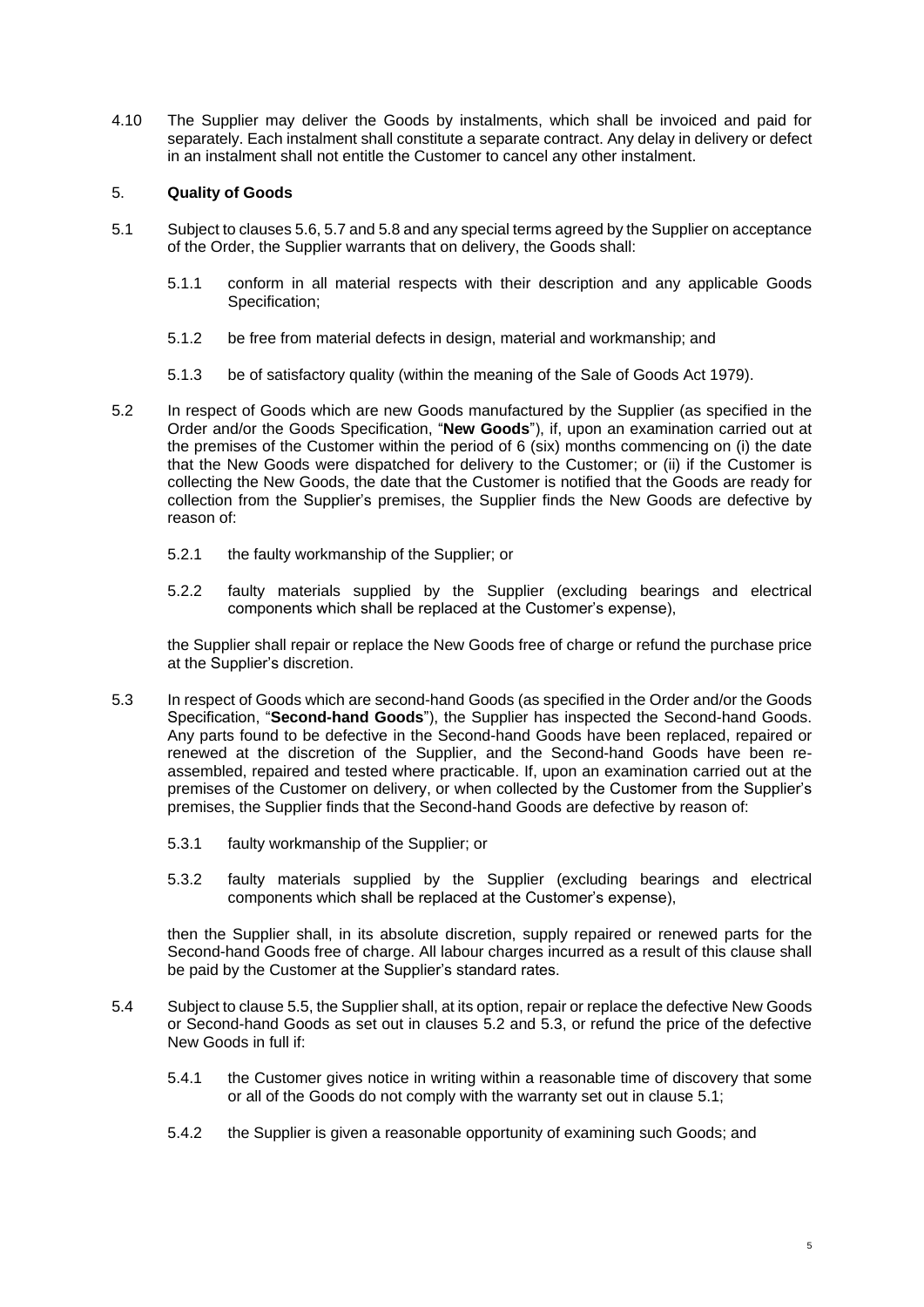4.10 The Supplier may deliver the Goods by instalments, which shall be invoiced and paid for separately. Each instalment shall constitute a separate contract. Any delay in delivery or defect in an instalment shall not entitle the Customer to cancel any other instalment.

## 5. **Quality of Goods**

5.1 Subject to clauses 5.6, 5.7 and 5.8 and any special terms agreed by the Supplier on acceptance of the Order, the Supplier warrants that on delivery, the Goods shall:

5.1.1 conform in all material respects with their description and any applicable Goods Specification;

5.1.2 be free from material defects in design, material and workmanship; and

5.1.3 be of satisfactory quality (within the meaning of the Sale of Goods Act 1979).

5.2 In respect of Goods which are new Goods manufactured by the Supplier (as specified in the Order and/or the Goods Specification, "**New Goods**"), if, upon an examination carried out at the premises of the Customer within the period of 6 (six) months commencing on (i) the date that the New Goods were dispatched for delivery to the Customer; or (ii) if the Customer is collecting the New Goods, the date that the Customer is notified that the Goods are ready for collection from the Supplier's premises, the Supplier finds the New Goods are defective by reason of:

5.2.1 the faulty workmanship of the Supplier; or

5.2.2 faulty materials supplied by the Supplier (excluding bearings and electrical components which shall be replaced at the Customer's expense),

the Supplier shall repair or replace the New Goods free of charge or refund the purchase price at the Supplier's discretion.

5.3 In respect of Goods which are second-hand Goods (as specified in the Order and/or the Goods Specification, "**Second-hand Goods**"), the Supplier has inspected the Second-hand Goods. Any parts found to be defective in the Second-hand Goods have been replaced, repaired or renewed at the discretion of the Supplier, and the Second-hand Goods have been re-assembled, repaired and tested where practicable. If, upon an examination carried out at the premises of the Customer on delivery, or when collected by the Customer from the Supplier's premises, the Supplier finds that the Second-hand Goods are defective by reason of:

5.3.1 faulty workmanship of the Supplier; or

5.3.2 faulty materials supplied by the Supplier (excluding bearings and electrical components which shall be replaced at the Customer's expense),

then the Supplier shall, in its absolute discretion, supply repaired or renewed parts for the Second-hand Goods free of charge. All labour charges incurred as a result of this clause shall be paid by the Customer at the Supplier's standard rates.

5.4 Subject to clause 5.5, the Supplier shall, at its option, repair or replace the defective New Goods or Second-hand Goods as set out in clauses 5.2 and 5.3, or refund the price of the defective New Goods in full if:

5.4.1 the Customer gives notice in writing within a reasonable time of discovery that some or all of the Goods do not comply with the warranty set out in clause 5.1;

5.4.2 the Supplier is given a reasonable opportunity of examining such Goods; and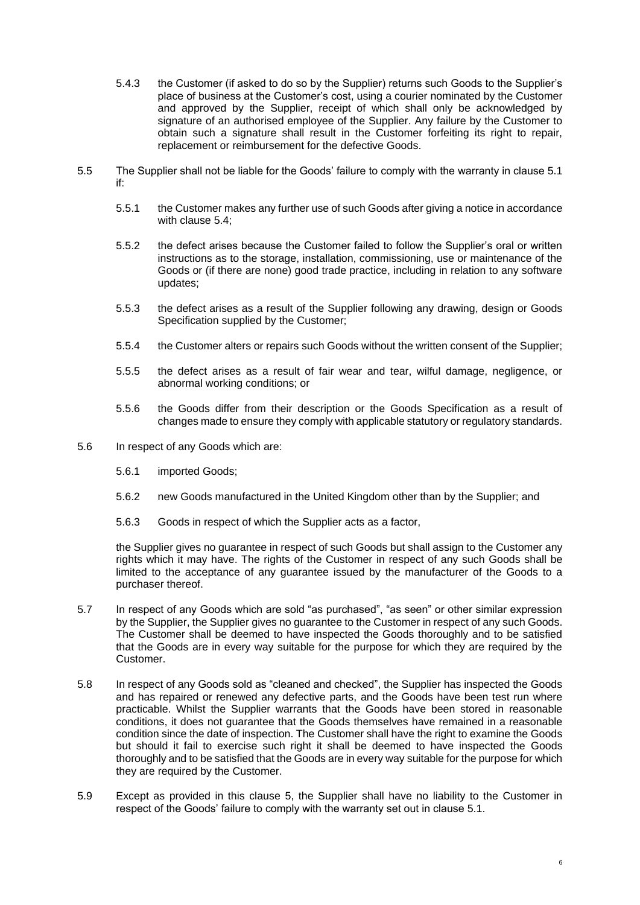5.4.3 the Customer (if asked to do so by the Supplier) returns such Goods to the Supplier's place of business at the Customer's cost, using a courier nominated by the Customer and approved by the Supplier, receipt of which shall only be acknowledged by signature of an authorised employee of the Supplier. Any failure by the Customer to obtain such a signature shall result in the Customer forfeiting its right to repair, replacement or reimbursement for the defective Goods.

5.5 The Supplier shall not be liable for the Goods' failure to comply with the warranty in clause 5.1 if:

5.5.1 the Customer makes any further use of such Goods after giving a notice in accordance with clause 5.4;

5.5.2 the defect arises because the Customer failed to follow the Supplier's oral or written instructions as to the storage, installation, commissioning, use or maintenance of the Goods or (if there are none) good trade practice, including in relation to any software updates;

5.5.3 the defect arises as a result of the Supplier following any drawing, design or Goods Specification supplied by the Customer;

5.5.4 the Customer alters or repairs such Goods without the written consent of the Supplier;

5.5.5 the defect arises as a result of fair wear and tear, wilful damage, negligence, or abnormal working conditions; or

5.5.6 the Goods differ from their description or the Goods Specification as a result of changes made to ensure they comply with applicable statutory or regulatory standards.

5.6 In respect of any Goods which are:

5.6.1 imported Goods;

5.6.2 new Goods manufactured in the United Kingdom other than by the Supplier; and

5.6.3 Goods in respect of which the Supplier acts as a factor,

the Supplier gives no guarantee in respect of such Goods but shall assign to the Customer any rights which it may have. The rights of the Customer in respect of any such Goods shall be limited to the acceptance of any guarantee issued by the manufacturer of the Goods to a purchaser thereof.

5.7 In respect of any Goods which are sold "as purchased", "as seen" or other similar expression by the Supplier, the Supplier gives no guarantee to the Customer in respect of any such Goods. The Customer shall be deemed to have inspected the Goods thoroughly and to be satisfied that the Goods are in every way suitable for the purpose for which they are required by the Customer.

5.8 In respect of any Goods sold as "cleaned and checked", the Supplier has inspected the Goods and has repaired or renewed any defective parts, and the Goods have been test run where practicable. Whilst the Supplier warrants that the Goods have been stored in reasonable conditions, it does not guarantee that the Goods themselves have remained in a reasonable condition since the date of inspection. The Customer shall have the right to examine the Goods but should it fail to exercise such right it shall be deemed to have inspected the Goods thoroughly and to be satisfied that the Goods are in every way suitable for the purpose for which they are required by the Customer.

5.9 Except as provided in this clause 5, the Supplier shall have no liability to the Customer in respect of the Goods' failure to comply with the warranty set out in clause 5.1.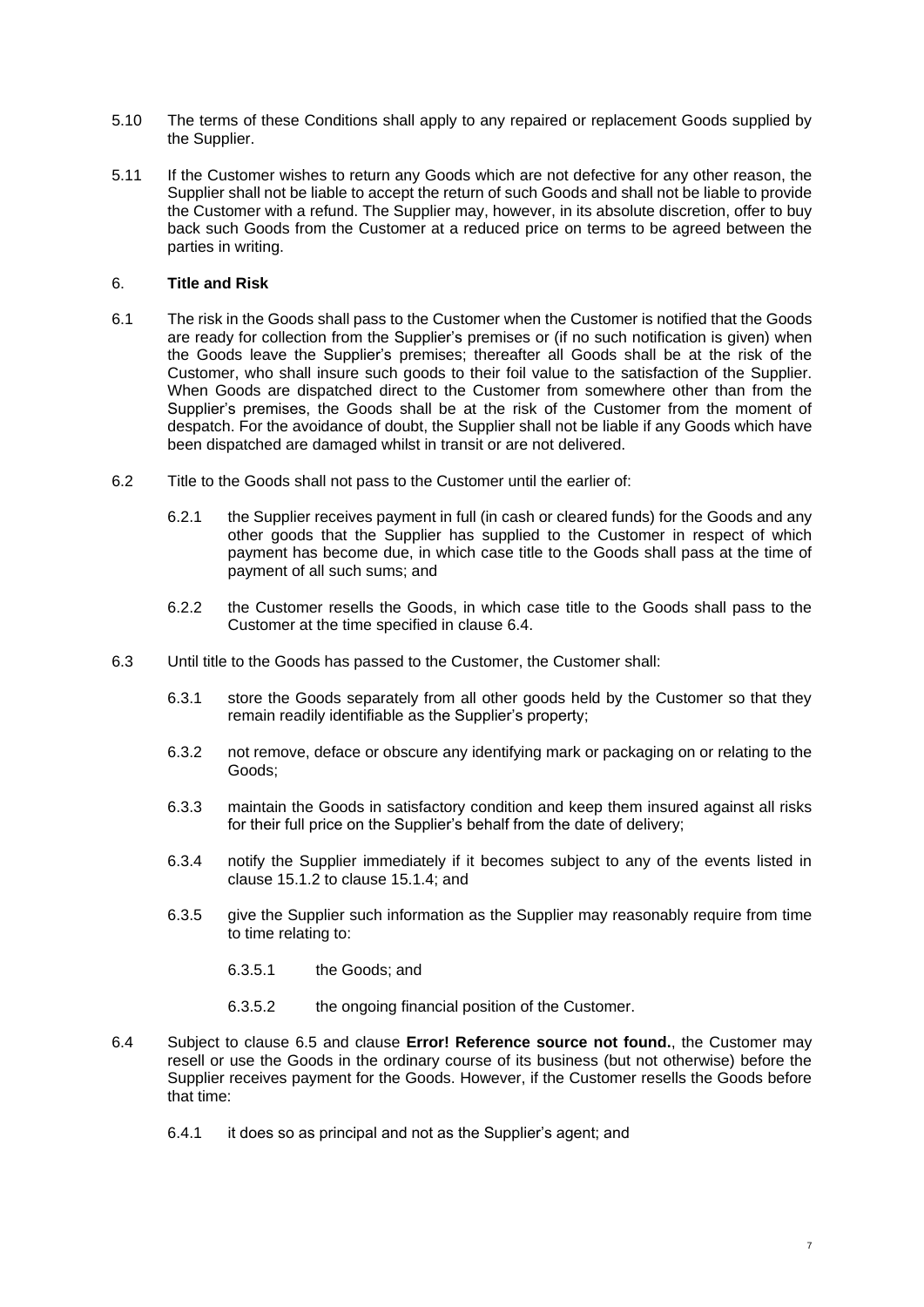5.10 The terms of these Conditions shall apply to any repaired or replacement Goods supplied by the Supplier.

5.11 If the Customer wishes to return any Goods which are not defective for any other reason, the Supplier shall not be liable to accept the return of such Goods and shall not be liable to provide the Customer with a refund. The Supplier may, however, in its absolute discretion, offer to buy back such Goods from the Customer at a reduced price on terms to be agreed between the parties in writing.

## 6. **Title and Risk**

6.1 The risk in the Goods shall pass to the Customer when the Customer is notified that the Goods are ready for collection from the Supplier's premises or (if no such notification is given) when the Goods leave the Supplier's premises; thereafter all Goods shall be at the risk of the Customer, who shall insure such goods to their foil value to the satisfaction of the Supplier. When Goods are dispatched direct to the Customer from somewhere other than from the Supplier's premises, the Goods shall be at the risk of the Customer from the moment of despatch. For the avoidance of doubt, the Supplier shall not be liable if any Goods which have been dispatched are damaged whilst in transit or are not delivered.

6.2 Title to the Goods shall not pass to the Customer until the earlier of:

6.2.1 the Supplier receives payment in full (in cash or cleared funds) for the Goods and any other goods that the Supplier has supplied to the Customer in respect of which payment has become due, in which case title to the Goods shall pass at the time of payment of all such sums; and

6.2.2 the Customer resells the Goods, in which case title to the Goods shall pass to the Customer at the time specified in clause 6.4.

6.3 Until title to the Goods has passed to the Customer, the Customer shall:

6.3.1 store the Goods separately from all other goods held by the Customer so that they remain readily identifiable as the Supplier's property;

6.3.2 not remove, deface or obscure any identifying mark or packaging on or relating to the Goods;

6.3.3 maintain the Goods in satisfactory condition and keep them insured against all risks for their full price on the Supplier's behalf from the date of delivery;

6.3.4 notify the Supplier immediately if it becomes subject to any of the events listed in clause 15.1.2 to clause 15.1.4; and

6.3.5 give the Supplier such information as the Supplier may reasonably require from time to time relating to:

6.3.5.1 the Goods; and

6.3.5.2 the ongoing financial position of the Customer.

6.4 Subject to clause 6.5 and clause **Error! Reference source not found.**, the Customer may resell or use the Goods in the ordinary course of its business (but not otherwise) before the Supplier receives payment for the Goods. However, if the Customer resells the Goods before that time:

6.4.1 it does so as principal and not as the Supplier's agent; and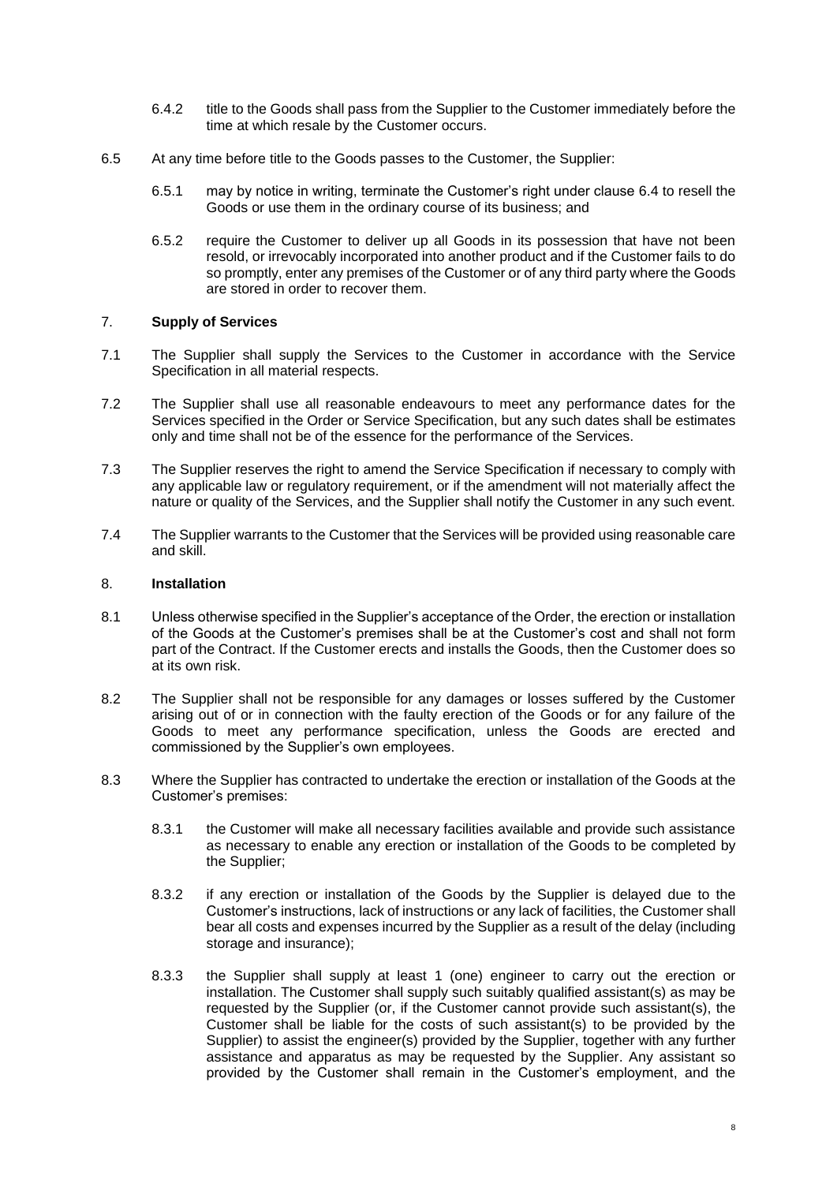6.4.2 title to the Goods shall pass from the Supplier to the Customer immediately before the time at which resale by the Customer occurs.

6.5 At any time before title to the Goods passes to the Customer, the Supplier:

6.5.1 may by notice in writing, terminate the Customer's right under clause 6.4 to resell the Goods or use them in the ordinary course of its business; and

6.5.2 require the Customer to deliver up all Goods in its possession that have not been resold, or irrevocably incorporated into another product and if the Customer fails to do so promptly, enter any premises of the Customer or of any third party where the Goods are stored in order to recover them.

## 7. **Supply of Services**

7.1 The Supplier shall supply the Services to the Customer in accordance with the Service Specification in all material respects.

7.2 The Supplier shall use all reasonable endeavours to meet any performance dates for the Services specified in the Order or Service Specification, but any such dates shall be estimates only and time shall not be of the essence for the performance of the Services.

7.3 The Supplier reserves the right to amend the Service Specification if necessary to comply with any applicable law or regulatory requirement, or if the amendment will not materially affect the nature or quality of the Services, and the Supplier shall notify the Customer in any such event.

7.4 The Supplier warrants to the Customer that the Services will be provided using reasonable care and skill.

## 8. **Installation**

8.1 Unless otherwise specified in the Supplier's acceptance of the Order, the erection or installation of the Goods at the Customer's premises shall be at the Customer's cost and shall not form part of the Contract. If the Customer erects and installs the Goods, then the Customer does so at its own risk.

8.2 The Supplier shall not be responsible for any damages or losses suffered by the Customer arising out of or in connection with the faulty erection of the Goods or for any failure of the Goods to meet any performance specification, unless the Goods are erected and commissioned by the Supplier's own employees.

8.3 Where the Supplier has contracted to undertake the erection or installation of the Goods at the Customer's premises:

8.3.1 the Customer will make all necessary facilities available and provide such assistance as necessary to enable any erection or installation of the Goods to be completed by the Supplier;

8.3.2 if any erection or installation of the Goods by the Supplier is delayed due to the Customer's instructions, lack of instructions or any lack of facilities, the Customer shall bear all costs and expenses incurred by the Supplier as a result of the delay (including storage and insurance);

8.3.3 the Supplier shall supply at least 1 (one) engineer to carry out the erection or installation. The Customer shall supply such suitably qualified assistant(s) as may be requested by the Supplier (or, if the Customer cannot provide such assistant(s), the Customer shall be liable for the costs of such assistant(s) to be provided by the Supplier) to assist the engineer(s) provided by the Supplier, together with any further assistance and apparatus as may be requested by the Supplier. Any assistant so provided by the Customer shall remain in the Customer's employment, and the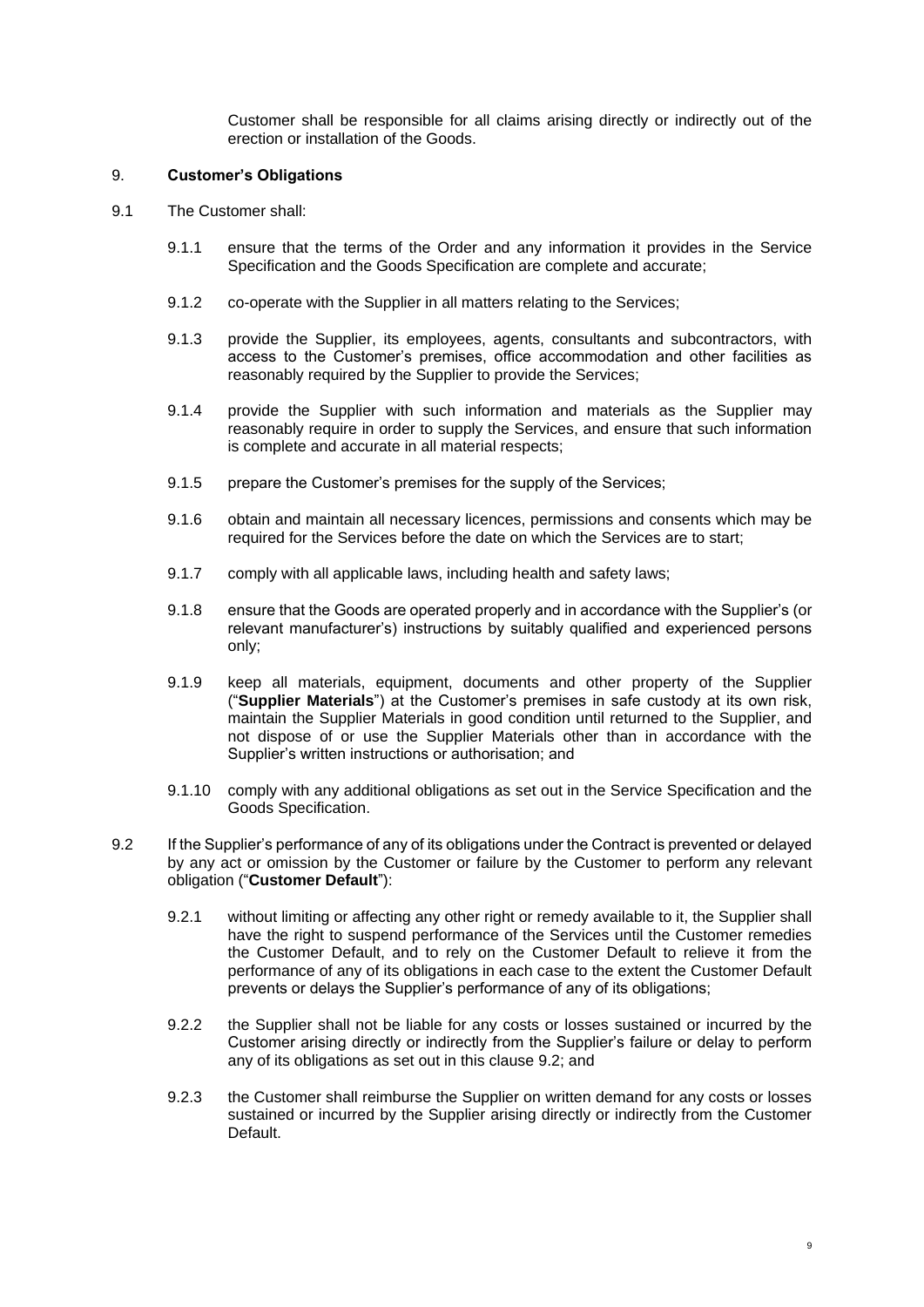Customer shall be responsible for all claims arising directly or indirectly out of the erection or installation of the Goods.

## 9. **Customer's Obligations**

9.1 The Customer shall:

9.1.1 ensure that the terms of the Order and any information it provides in the Service Specification and the Goods Specification are complete and accurate;

9.1.2 co-operate with the Supplier in all matters relating to the Services;

9.1.3 provide the Supplier, its employees, agents, consultants and subcontractors, with access to the Customer's premises, office accommodation and other facilities as reasonably required by the Supplier to provide the Services;

9.1.4 provide the Supplier with such information and materials as the Supplier may reasonably require in order to supply the Services, and ensure that such information is complete and accurate in all material respects;

9.1.5 prepare the Customer's premises for the supply of the Services;

9.1.6 obtain and maintain all necessary licences, permissions and consents which may be required for the Services before the date on which the Services are to start;

9.1.7 comply with all applicable laws, including health and safety laws;

9.1.8 ensure that the Goods are operated properly and in accordance with the Supplier's (or relevant manufacturer's) instructions by suitably qualified and experienced persons only;

9.1.9 keep all materials, equipment, documents and other property of the Supplier ("**Supplier Materials**") at the Customer's premises in safe custody at its own risk, maintain the Supplier Materials in good condition until returned to the Supplier, and not dispose of or use the Supplier Materials other than in accordance with the Supplier's written instructions or authorisation; and

9.1.10 comply with any additional obligations as set out in the Service Specification and the Goods Specification.

9.2 If the Supplier's performance of any of its obligations under the Contract is prevented or delayed by any act or omission by the Customer or failure by the Customer to perform any relevant obligation ("**Customer Default**"):

9.2.1 without limiting or affecting any other right or remedy available to it, the Supplier shall have the right to suspend performance of the Services until the Customer remedies the Customer Default, and to rely on the Customer Default to relieve it from the performance of any of its obligations in each case to the extent the Customer Default prevents or delays the Supplier's performance of any of its obligations;

9.2.2 the Supplier shall not be liable for any costs or losses sustained or incurred by the Customer arising directly or indirectly from the Supplier's failure or delay to perform any of its obligations as set out in this clause 9.2; and

9.2.3 the Customer shall reimburse the Supplier on written demand for any costs or losses sustained or incurred by the Supplier arising directly or indirectly from the Customer Default.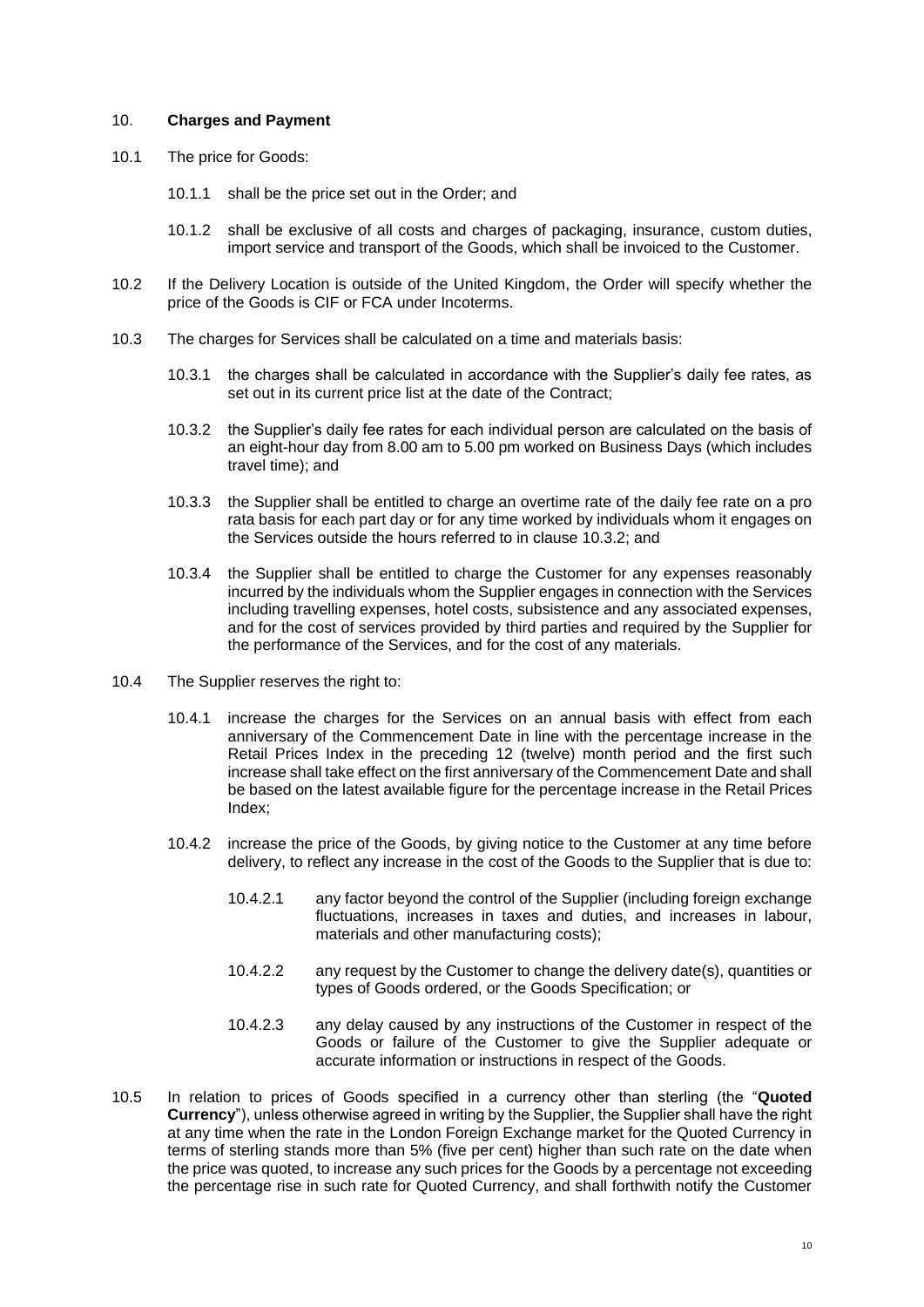## 10. **Charges and Payment**

10.1 The price for Goods:

10.1.1 shall be the price set out in the Order; and

10.1.2 shall be exclusive of all costs and charges of packaging, insurance, custom duties, import service and transport of the Goods, which shall be invoiced to the Customer.

10.2 If the Delivery Location is outside of the United Kingdom, the Order will specify whether the price of the Goods is CIF or FCA under Incoterms.

10.3 The charges for Services shall be calculated on a time and materials basis:

10.3.1 the charges shall be calculated in accordance with the Supplier's daily fee rates, as set out in its current price list at the date of the Contract;

10.3.2 the Supplier's daily fee rates for each individual person are calculated on the basis of an eight-hour day from 8.00 am to 5.00 pm worked on Business Days (which includes travel time); and

10.3.3 the Supplier shall be entitled to charge an overtime rate of the daily fee rate on a pro rata basis for each part day or for any time worked by individuals whom it engages on the Services outside the hours referred to in clause 10.3.2; and

10.3.4 the Supplier shall be entitled to charge the Customer for any expenses reasonably incurred by the individuals whom the Supplier engages in connection with the Services including travelling expenses, hotel costs, subsistence and any associated expenses, and for the cost of services provided by third parties and required by the Supplier for the performance of the Services, and for the cost of any materials.

10.4 The Supplier reserves the right to:

10.4.1 increase the charges for the Services on an annual basis with effect from each anniversary of the Commencement Date in line with the percentage increase in the Retail Prices Index in the preceding 12 (twelve) month period and the first such increase shall take effect on the first anniversary of the Commencement Date and shall be based on the latest available figure for the percentage increase in the Retail Prices Index;

10.4.2 increase the price of the Goods, by giving notice to the Customer at any time before delivery, to reflect any increase in the cost of the Goods to the Supplier that is due to:

10.4.2.1 any factor beyond the control of the Supplier (including foreign exchange fluctuations, increases in taxes and duties, and increases in labour, materials and other manufacturing costs);

10.4.2.2 any request by the Customer to change the delivery date(s), quantities or types of Goods ordered, or the Goods Specification; or

10.4.2.3 any delay caused by any instructions of the Customer in respect of the Goods or failure of the Customer to give the Supplier adequate or accurate information or instructions in respect of the Goods.

10.5 In relation to prices of Goods specified in a currency other than sterling (the "**Quoted Currency**"), unless otherwise agreed in writing by the Supplier, the Supplier shall have the right at any time when the rate in the London Foreign Exchange market for the Quoted Currency in terms of sterling stands more than 5% (five per cent) higher than such rate on the date when the price was quoted, to increase any such prices for the Goods by a percentage not exceeding the percentage rise in such rate for Quoted Currency, and shall forthwith notify the Customer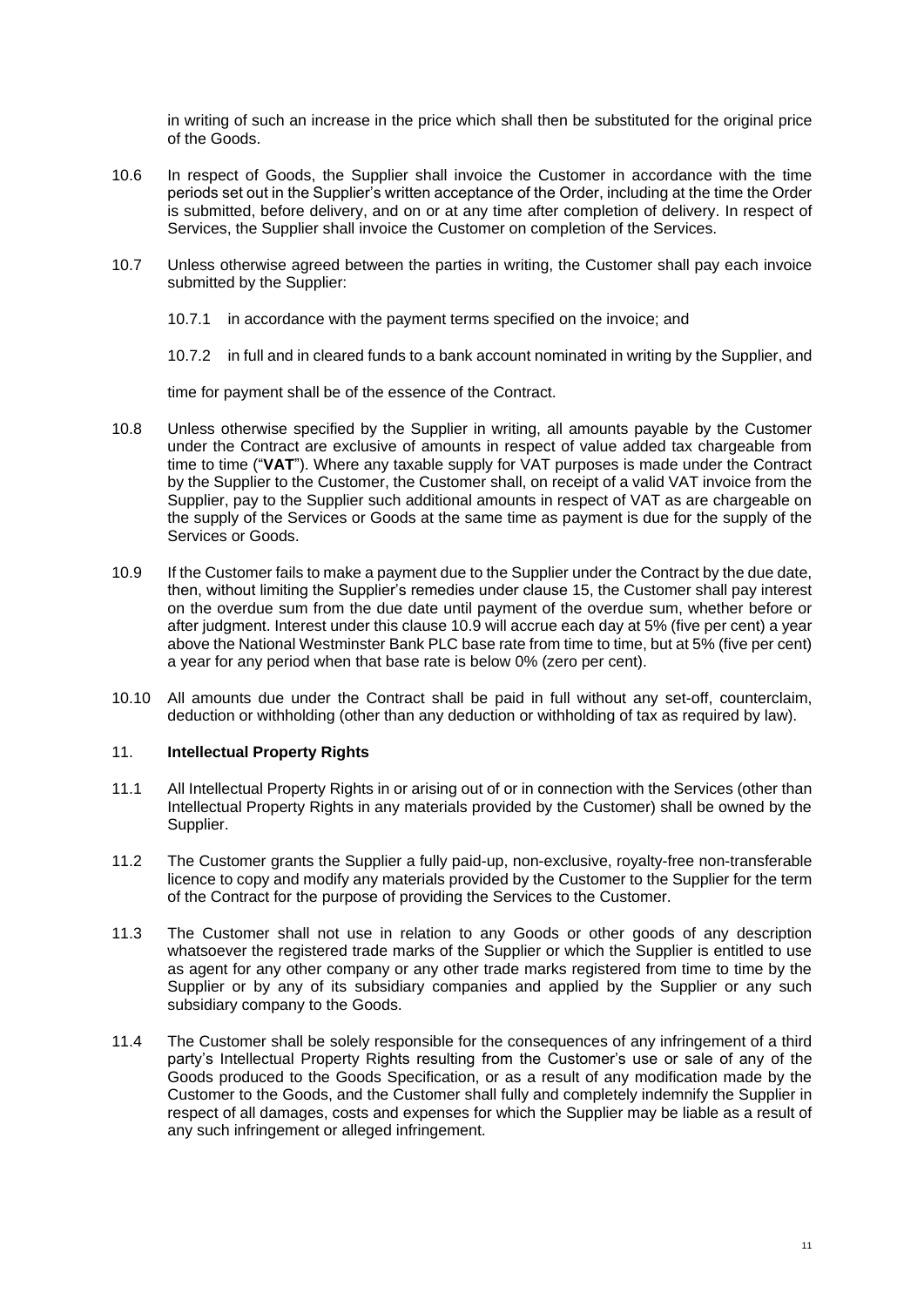in writing of such an increase in the price which shall then be substituted for the original price of the Goods.

10.6 In respect of Goods, the Supplier shall invoice the Customer in accordance with the time periods set out in the Supplier's written acceptance of the Order, including at the time the Order is submitted, before delivery, and on or at any time after completion of delivery. In respect of Services, the Supplier shall invoice the Customer on completion of the Services.

10.7 Unless otherwise agreed between the parties in writing, the Customer shall pay each invoice submitted by the Supplier:

10.7.1 in accordance with the payment terms specified on the invoice; and

10.7.2 in full and in cleared funds to a bank account nominated in writing by the Supplier, and

time for payment shall be of the essence of the Contract.

10.8 Unless otherwise specified by the Supplier in writing, all amounts payable by the Customer under the Contract are exclusive of amounts in respect of value added tax chargeable from time to time ("**VAT**"). Where any taxable supply for VAT purposes is made under the Contract by the Supplier to the Customer, the Customer shall, on receipt of a valid VAT invoice from the Supplier, pay to the Supplier such additional amounts in respect of VAT as are chargeable on the supply of the Services or Goods at the same time as payment is due for the supply of the Services or Goods.

10.9 If the Customer fails to make a payment due to the Supplier under the Contract by the due date, then, without limiting the Supplier's remedies under clause 15, the Customer shall pay interest on the overdue sum from the due date until payment of the overdue sum, whether before or after judgment. Interest under this clause 10.9 will accrue each day at 5% (five per cent) a year above the National Westminster Bank PLC base rate from time to time, but at 5% (five per cent) a year for any period when that base rate is below 0% (zero per cent).

10.10 All amounts due under the Contract shall be paid in full without any set-off, counterclaim, deduction or withholding (other than any deduction or withholding of tax as required by law).

## 11. **Intellectual Property Rights**

11.1 All Intellectual Property Rights in or arising out of or in connection with the Services (other than Intellectual Property Rights in any materials provided by the Customer) shall be owned by the Supplier.

11.2 The Customer grants the Supplier a fully paid-up, non-exclusive, royalty-free non-transferable licence to copy and modify any materials provided by the Customer to the Supplier for the term of the Contract for the purpose of providing the Services to the Customer.

11.3 The Customer shall not use in relation to any Goods or other goods of any description whatsoever the registered trade marks of the Supplier or which the Supplier is entitled to use as agent for any other company or any other trade marks registered from time to time by the Supplier or by any of its subsidiary companies and applied by the Supplier or any such subsidiary company to the Goods.

11.4 The Customer shall be solely responsible for the consequences of any infringement of a third party's Intellectual Property Rights resulting from the Customer's use or sale of any of the Goods produced to the Goods Specification, or as a result of any modification made by the Customer to the Goods, and the Customer shall fully and completely indemnify the Supplier in respect of all damages, costs and expenses for which the Supplier may be liable as a result of any such infringement or alleged infringement.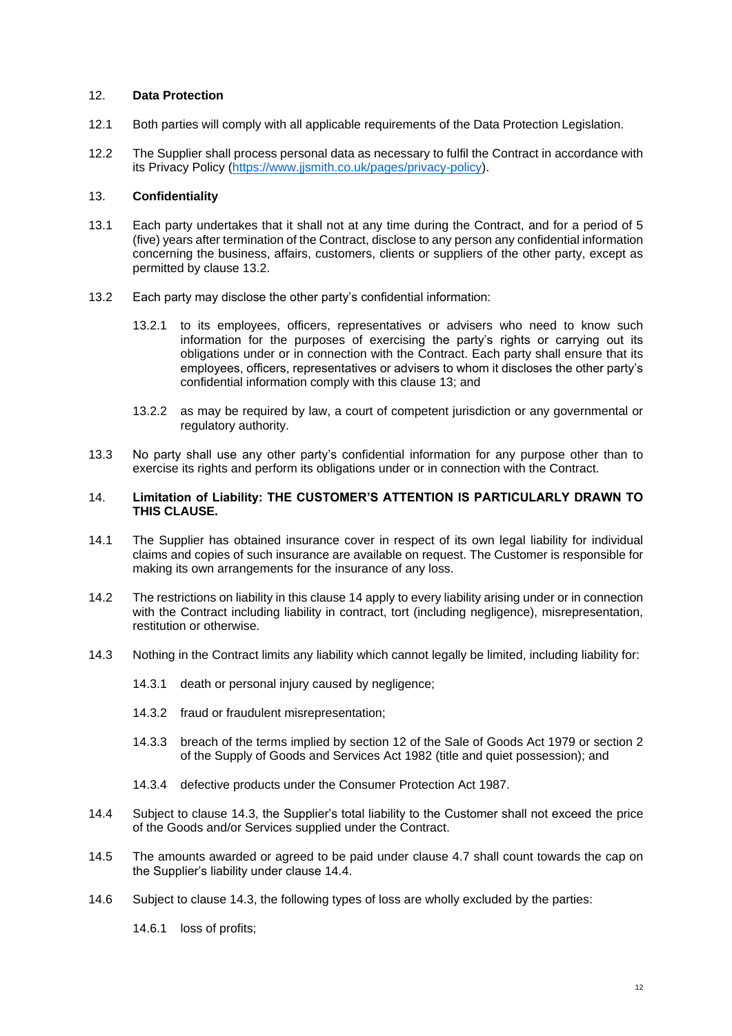## 12. **Data Protection**

12.1 Both parties will comply with all applicable requirements of the Data Protection Legislation.

12.2 The Supplier shall process personal data as necessary to fulfil the Contract in accordance with its Privacy Policy ([https://www.jjsmith.co.uk/pages/privacy-policy](https://www.jjsmith.co.uk/pages/privacy-policy)).

## 13. **Confidentiality**

13.1 Each party undertakes that it shall not at any time during the Contract, and for a period of 5 (five) years after termination of the Contract, disclose to any person any confidential information concerning the business, affairs, customers, clients or suppliers of the other party, except as permitted by clause 13.2.

13.2 Each party may disclose the other party's confidential information:

13.2.1 to its employees, officers, representatives or advisers who need to know such information for the purposes of exercising the party's rights or carrying out its obligations under or in connection with the Contract. Each party shall ensure that its employees, officers, representatives or advisers to whom it discloses the other party's confidential information comply with this clause 13; and

13.2.2 as may be required by law, a court of competent jurisdiction or any governmental or regulatory authority.

13.3 No party shall use any other party's confidential information for any purpose other than to exercise its rights and perform its obligations under or in connection with the Contract.

## 14. **Limitation of Liability: THE CUSTOMER'S ATTENTION IS PARTICULARLY DRAWN TO THIS CLAUSE.**

14.1 The Supplier has obtained insurance cover in respect of its own legal liability for individual claims and copies of such insurance are available on request. The Customer is responsible for making its own arrangements for the insurance of any loss.

14.2 The restrictions on liability in this clause 14 apply to every liability arising under or in connection with the Contract including liability in contract, tort (including negligence), misrepresentation, restitution or otherwise.

14.3 Nothing in the Contract limits any liability which cannot legally be limited, including liability for:

14.3.1 death or personal injury caused by negligence;

14.3.2 fraud or fraudulent misrepresentation;

14.3.3 breach of the terms implied by section 12 of the Sale of Goods Act 1979 or section 2 of the Supply of Goods and Services Act 1982 (title and quiet possession); and

14.3.4 defective products under the Consumer Protection Act 1987.

14.4 Subject to clause 14.3, the Supplier's total liability to the Customer shall not exceed the price of the Goods and/or Services supplied under the Contract.

14.5 The amounts awarded or agreed to be paid under clause 4.7 shall count towards the cap on the Supplier's liability under clause 14.4.

14.6 Subject to clause 14.3, the following types of loss are wholly excluded by the parties:

14.6.1 loss of profits;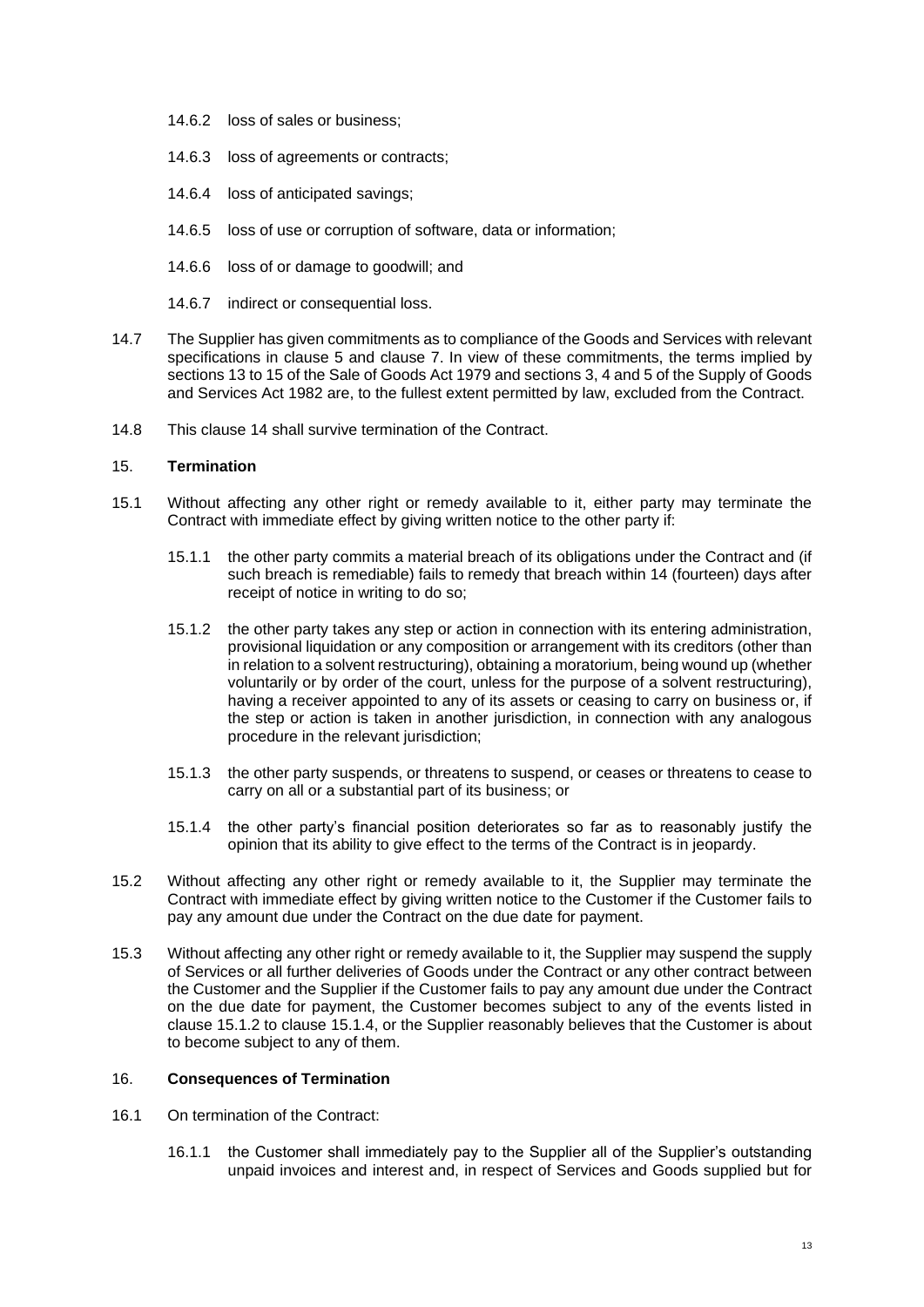14.6.2 loss of sales or business;

14.6.3 loss of agreements or contracts;

14.6.4 loss of anticipated savings;

14.6.5 loss of use or corruption of software, data or information;

14.6.6 loss of or damage to goodwill; and

14.6.7 indirect or consequential loss.

14.7 The Supplier has given commitments as to compliance of the Goods and Services with relevant specifications in clause 5 and clause 7. In view of these commitments, the terms implied by sections 13 to 15 of the Sale of Goods Act 1979 and sections 3, 4 and 5 of the Supply of Goods and Services Act 1982 are, to the fullest extent permitted by law, excluded from the Contract.

14.8 This clause 14 shall survive termination of the Contract.

## 15. **Termination**

15.1 Without affecting any other right or remedy available to it, either party may terminate the Contract with immediate effect by giving written notice to the other party if:

15.1.1 the other party commits a material breach of its obligations under the Contract and (if such breach is remediable) fails to remedy that breach within 14 (fourteen) days after receipt of notice in writing to do so;

15.1.2 the other party takes any step or action in connection with its entering administration, provisional liquidation or any composition or arrangement with its creditors (other than in relation to a solvent restructuring), obtaining a moratorium, being wound up (whether voluntarily or by order of the court, unless for the purpose of a solvent restructuring), having a receiver appointed to any of its assets or ceasing to carry on business or, if the step or action is taken in another jurisdiction, in connection with any analogous procedure in the relevant jurisdiction;

15.1.3 the other party suspends, or threatens to suspend, or ceases or threatens to cease to carry on all or a substantial part of its business; or

15.1.4 the other party's financial position deteriorates so far as to reasonably justify the opinion that its ability to give effect to the terms of the Contract is in jeopardy.

15.2 Without affecting any other right or remedy available to it, the Supplier may terminate the Contract with immediate effect by giving written notice to the Customer if the Customer fails to pay any amount due under the Contract on the due date for payment.

15.3 Without affecting any other right or remedy available to it, the Supplier may suspend the supply of Services or all further deliveries of Goods under the Contract or any other contract between the Customer and the Supplier if the Customer fails to pay any amount due under the Contract on the due date for payment, the Customer becomes subject to any of the events listed in clause 15.1.2 to clause 15.1.4, or the Supplier reasonably believes that the Customer is about to become subject to any of them.

## 16. **Consequences of Termination**

16.1 On termination of the Contract:

16.1.1 the Customer shall immediately pay to the Supplier all of the Supplier's outstanding unpaid invoices and interest and, in respect of Services and Goods supplied but for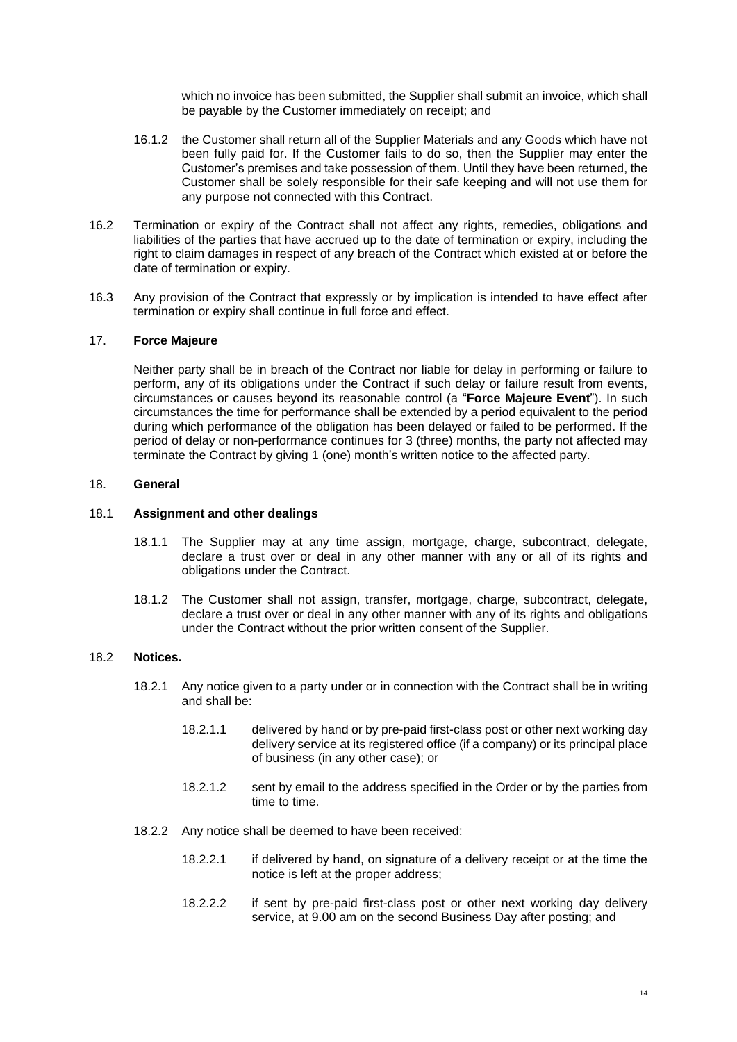which no invoice has been submitted, the Supplier shall submit an invoice, which shall be payable by the Customer immediately on receipt; and

16.1.2 the Customer shall return all of the Supplier Materials and any Goods which have not been fully paid for. If the Customer fails to do so, then the Supplier may enter the Customer's premises and take possession of them. Until they have been returned, the Customer shall be solely responsible for their safe keeping and will not use them for any purpose not connected with this Contract.

16.2 Termination or expiry of the Contract shall not affect any rights, remedies, obligations and liabilities of the parties that have accrued up to the date of termination or expiry, including the right to claim damages in respect of any breach of the Contract which existed at or before the date of termination or expiry.

16.3 Any provision of the Contract that expressly or by implication is intended to have effect after termination or expiry shall continue in full force and effect.

## 17. Force Majeure

Neither party shall be in breach of the Contract nor liable for delay in performing or failure to perform, any of its obligations under the Contract if such delay or failure result from events, circumstances or causes beyond its reasonable control (a "**Force Majeure Event**"). In such circumstances the time for performance shall be extended by a period equivalent to the period during which performance of the obligation has been delayed or failed to be performed. If the period of delay or non-performance continues for 3 (three) months, the party not affected may terminate the Contract by giving 1 (one) month's written notice to the affected party.

## 18. General

### 18.1 Assignment and other dealings

18.1.1 The Supplier may at any time assign, mortgage, charge, subcontract, delegate, declare a trust over or deal in any other manner with any or all of its rights and obligations under the Contract.

18.1.2 The Customer shall not assign, transfer, mortgage, charge, subcontract, delegate, declare a trust over or deal in any other manner with any of its rights and obligations under the Contract without the prior written consent of the Supplier.

### 18.2 Notices.

18.2.1 Any notice given to a party under or in connection with the Contract shall be in writing and shall be:

18.2.1.1 delivered by hand or by pre-paid first-class post or other next working day delivery service at its registered office (if a company) or its principal place of business (in any other case); or

18.2.1.2 sent by email to the address specified in the Order or by the parties from time to time.

18.2.2 Any notice shall be deemed to have been received:

18.2.2.1 if delivered by hand, on signature of a delivery receipt or at the time the notice is left at the proper address;

18.2.2.2 if sent by pre-paid first-class post or other next working day delivery service, at 9.00 am on the second Business Day after posting; and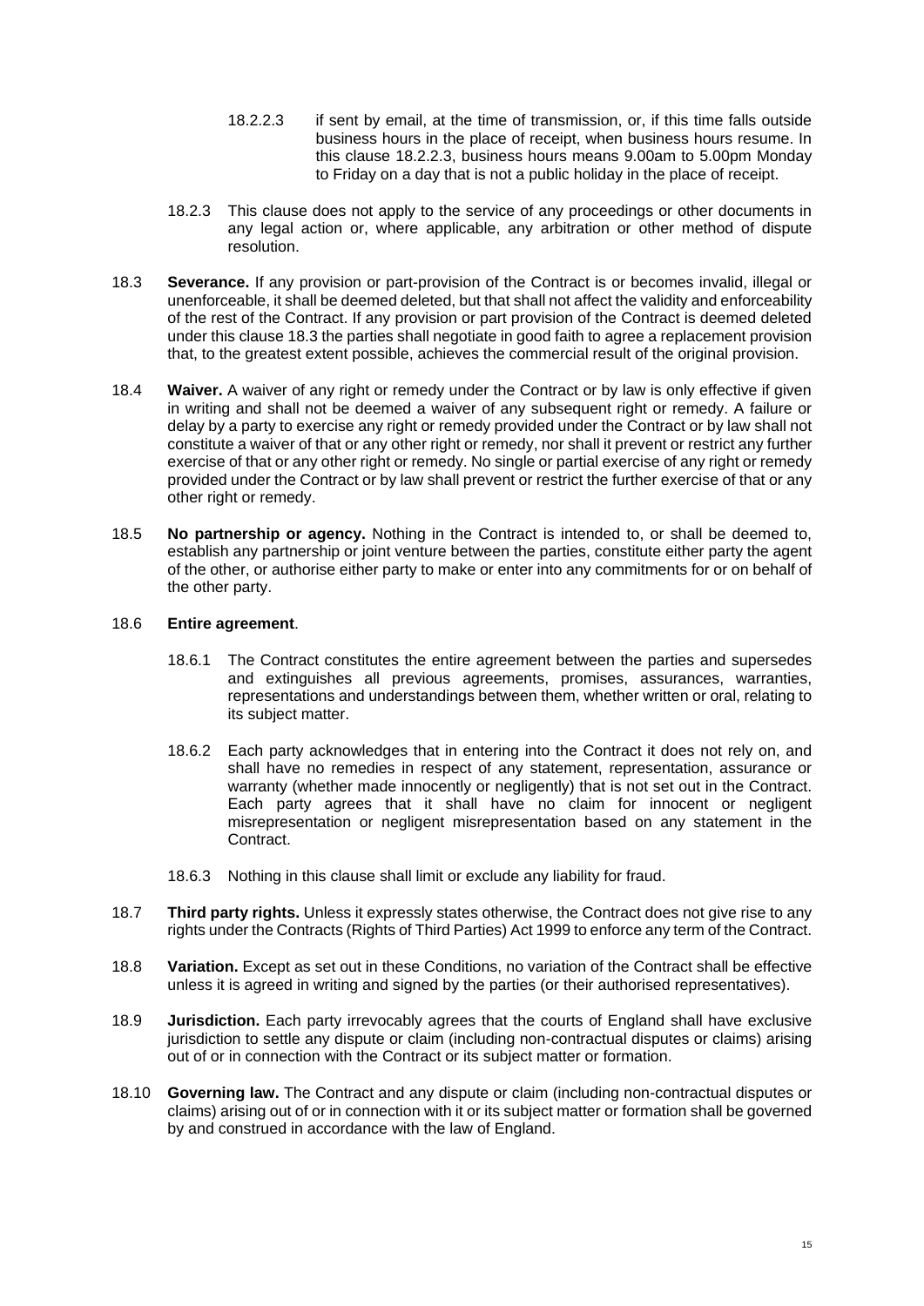18.2.2.3 if sent by email, at the time of transmission, or, if this time falls outside business hours in the place of receipt, when business hours resume. In this clause 18.2.2.3, business hours means 9.00am to 5.00pm Monday to Friday on a day that is not a public holiday in the place of receipt.

18.2.3 This clause does not apply to the service of any proceedings or other documents in any legal action or, where applicable, any arbitration or other method of dispute resolution.

18.3 **Severance.** If any provision or part-provision of the Contract is or becomes invalid, illegal or unenforceable, it shall be deemed deleted, but that shall not affect the validity and enforceability of the rest of the Contract. If any provision or part provision of the Contract is deemed deleted under this clause 18.3 the parties shall negotiate in good faith to agree a replacement provision that, to the greatest extent possible, achieves the commercial result of the original provision.

18.4 **Waiver.** A waiver of any right or remedy under the Contract or by law is only effective if given in writing and shall not be deemed a waiver of any subsequent right or remedy. A failure or delay by a party to exercise any right or remedy provided under the Contract or by law shall not constitute a waiver of that or any other right or remedy, nor shall it prevent or restrict any further exercise of that or any other right or remedy. No single or partial exercise of any right or remedy provided under the Contract or by law shall prevent or restrict the further exercise of that or any other right or remedy.

18.5 **No partnership or agency.** Nothing in the Contract is intended to, or shall be deemed to, establish any partnership or joint venture between the parties, constitute either party the agent of the other, or authorise either party to make or enter into any commitments for or on behalf of the other party.

18.6 **Entire agreement**.

18.6.1 The Contract constitutes the entire agreement between the parties and supersedes and extinguishes all previous agreements, promises, assurances, warranties, representations and understandings between them, whether written or oral, relating to its subject matter.

18.6.2 Each party acknowledges that in entering into the Contract it does not rely on, and shall have no remedies in respect of any statement, representation, assurance or warranty (whether made innocently or negligently) that is not set out in the Contract. Each party agrees that it shall have no claim for innocent or negligent misrepresentation or negligent misrepresentation based on any statement in the Contract.

18.6.3 Nothing in this clause shall limit or exclude any liability for fraud.

18.7 **Third party rights.** Unless it expressly states otherwise, the Contract does not give rise to any rights under the Contracts (Rights of Third Parties) Act 1999 to enforce any term of the Contract.

18.8 **Variation.** Except as set out in these Conditions, no variation of the Contract shall be effective unless it is agreed in writing and signed by the parties (or their authorised representatives).

18.9 **Jurisdiction.** Each party irrevocably agrees that the courts of England shall have exclusive jurisdiction to settle any dispute or claim (including non-contractual disputes or claims) arising out of or in connection with the Contract or its subject matter or formation.

18.10 **Governing law.** The Contract and any dispute or claim (including non-contractual disputes or claims) arising out of or in connection with it or its subject matter or formation shall be governed by and construed in accordance with the law of England.